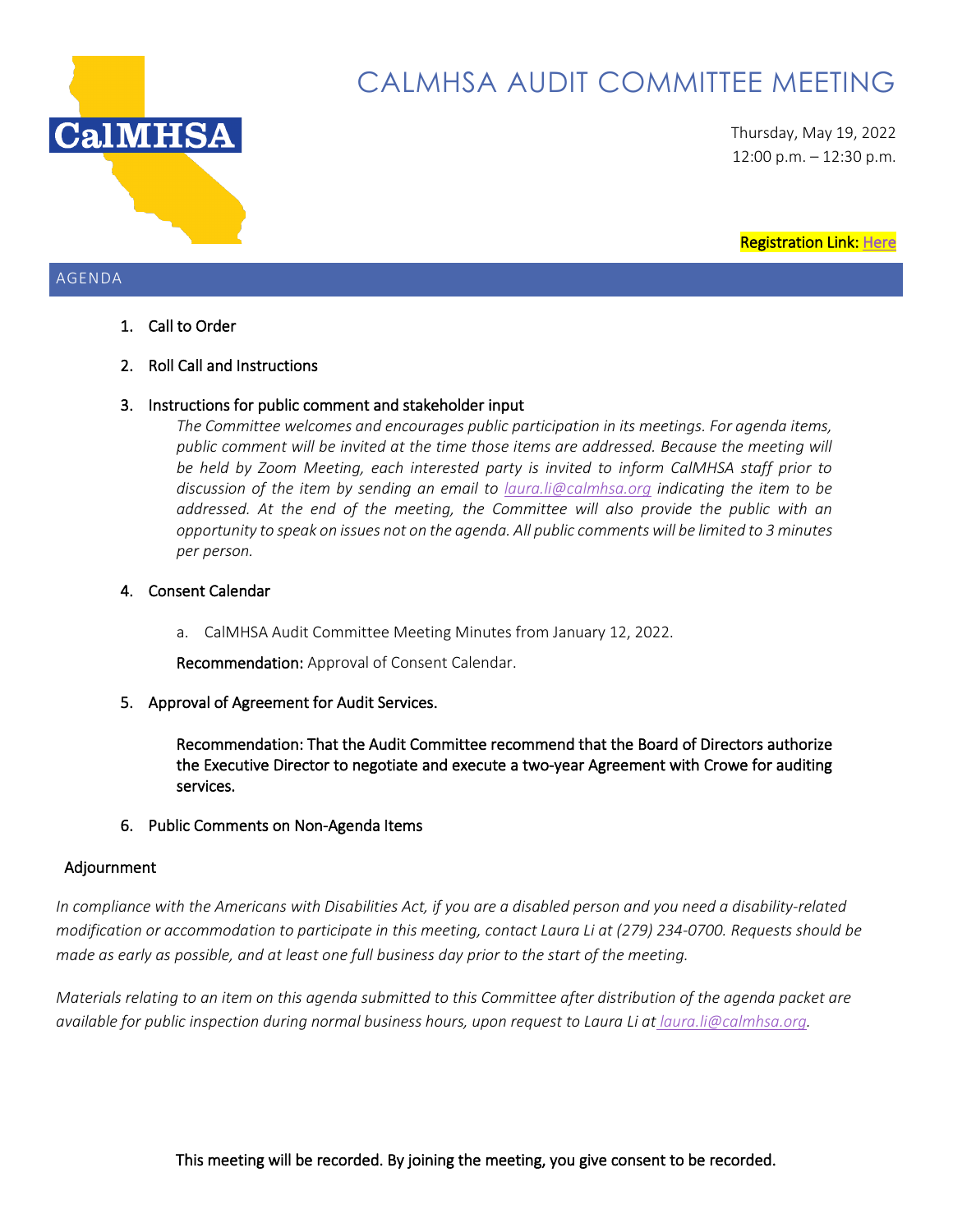CalMHSA

# CALMHSA AUDIT COMMITTEE MEETING

Thursday, May 19, 2022
12:00 p.m. – 12:30 p.m.

Registration Link: Here

## AGENDA

1. Call to Order

2. Roll Call and Instructions

3. Instructions for public comment and stakeholder input

   *The Committee welcomes and encourages public participation in its meetings. For agenda items, public comment will be invited at the time those items are addressed. Because the meeting will be held by Zoom Meeting, each interested party is invited to inform CalMHSA staff prior to discussion of the item by sending an email to laura.li@calmhsa.org indicating the item to be addressed. At the end of the meeting, the Committee will also provide the public with an opportunity to speak on issues not on the agenda. All public comments will be limited to 3 minutes per person.*

4. Consent Calendar

   a. CalMHSA Audit Committee Meeting Minutes from January 12, 2022.

   **Recommendation:** Approval of Consent Calendar.

5. Approval of Agreement for Audit Services.

   **Recommendation: That the Audit Committee recommend that the Board of Directors authorize the Executive Director to negotiate and execute a two-year Agreement with Crowe for auditing services.**

6. Public Comments on Non-Agenda Items

Adjournment

*In compliance with the Americans with Disabilities Act, if you are a disabled person and you need a disability-related modification or accommodation to participate in this meeting, contact Laura Li at (279) 234-0700. Requests should be made as early as possible, and at least one full business day prior to the start of the meeting.*

*Materials relating to an item on this agenda submitted to this Committee after distribution of the agenda packet are available for public inspection during normal business hours, upon request to Laura Li at laura.li@calmhsa.org.*

This meeting will be recorded. By joining the meeting, you give consent to be recorded.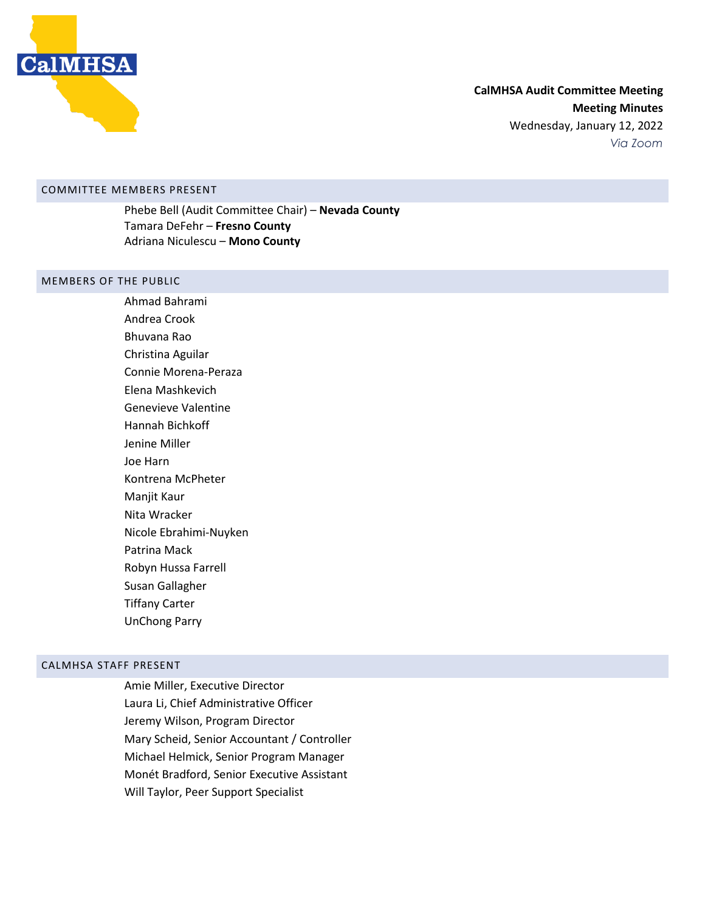**CalMHSA Audit Committee Meeting**
**Meeting Minutes**
Wednesday, January 12, 2022
*Via Zoom*

## COMMITTEE MEMBERS PRESENT

Phebe Bell (Audit Committee Chair) – **Nevada County**
Tamara DeFehr – **Fresno County**
Adriana Niculescu – **Mono County**

## MEMBERS OF THE PUBLIC

Ahmad Bahrami
Andrea Crook
Bhuvana Rao
Christina Aguilar
Connie Morena-Peraza
Elena Mashkevich
Genevieve Valentine
Hannah Bichkoff
Jenine Miller
Joe Harn
Kontrena McPheter
Manjit Kaur
Nita Wracker
Nicole Ebrahimi-Nuyken
Patrina Mack
Robyn Hussa Farrell
Susan Gallagher
Tiffany Carter
UnChong Parry

## CALMHSA STAFF PRESENT

Amie Miller, Executive Director
Laura Li, Chief Administrative Officer
Jeremy Wilson, Program Director
Mary Scheid, Senior Accountant / Controller
Michael Helmick, Senior Program Manager
Monét Bradford, Senior Executive Assistant
Will Taylor, Peer Support Specialist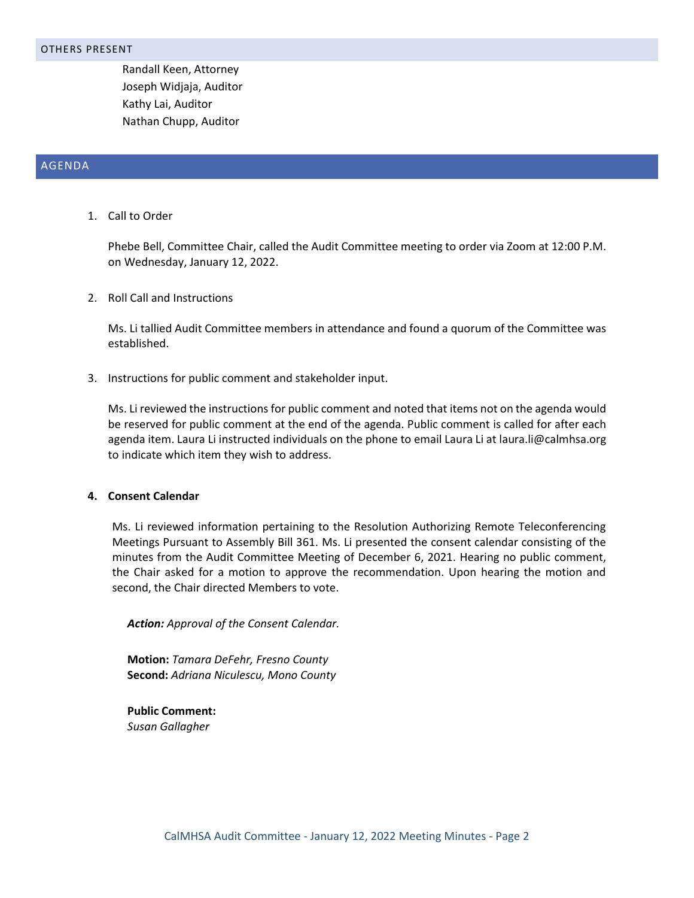## OTHERS PRESENT

Randall Keen, Attorney
Joseph Widjaja, Auditor
Kathy Lai, Auditor
Nathan Chupp, Auditor

## AGENDA

1. Call to Order

   Phebe Bell, Committee Chair, called the Audit Committee meeting to order via Zoom at 12:00 P.M. on Wednesday, January 12, 2022.

2. Roll Call and Instructions

   Ms. Li tallied Audit Committee members in attendance and found a quorum of the Committee was established.

3. Instructions for public comment and stakeholder input.

   Ms. Li reviewed the instructions for public comment and noted that items not on the agenda would be reserved for public comment at the end of the agenda. Public comment is called for after each agenda item. Laura Li instructed individuals on the phone to email Laura Li at laura.li@calmhsa.org to indicate which item they wish to address.

4. **Consent Calendar**

   Ms. Li reviewed information pertaining to the Resolution Authorizing Remote Teleconferencing Meetings Pursuant to Assembly Bill 361. Ms. Li presented the consent calendar consisting of the minutes from the Audit Committee Meeting of December 6, 2021. Hearing no public comment, the Chair asked for a motion to approve the recommendation. Upon hearing the motion and second, the Chair directed Members to vote.

   ***Action:*** *Approval of the Consent Calendar.*

   **Motion:** *Tamara DeFehr, Fresno County*
   **Second:** *Adriana Niculescu, Mono County*

   **Public Comment:**
   *Susan Gallagher*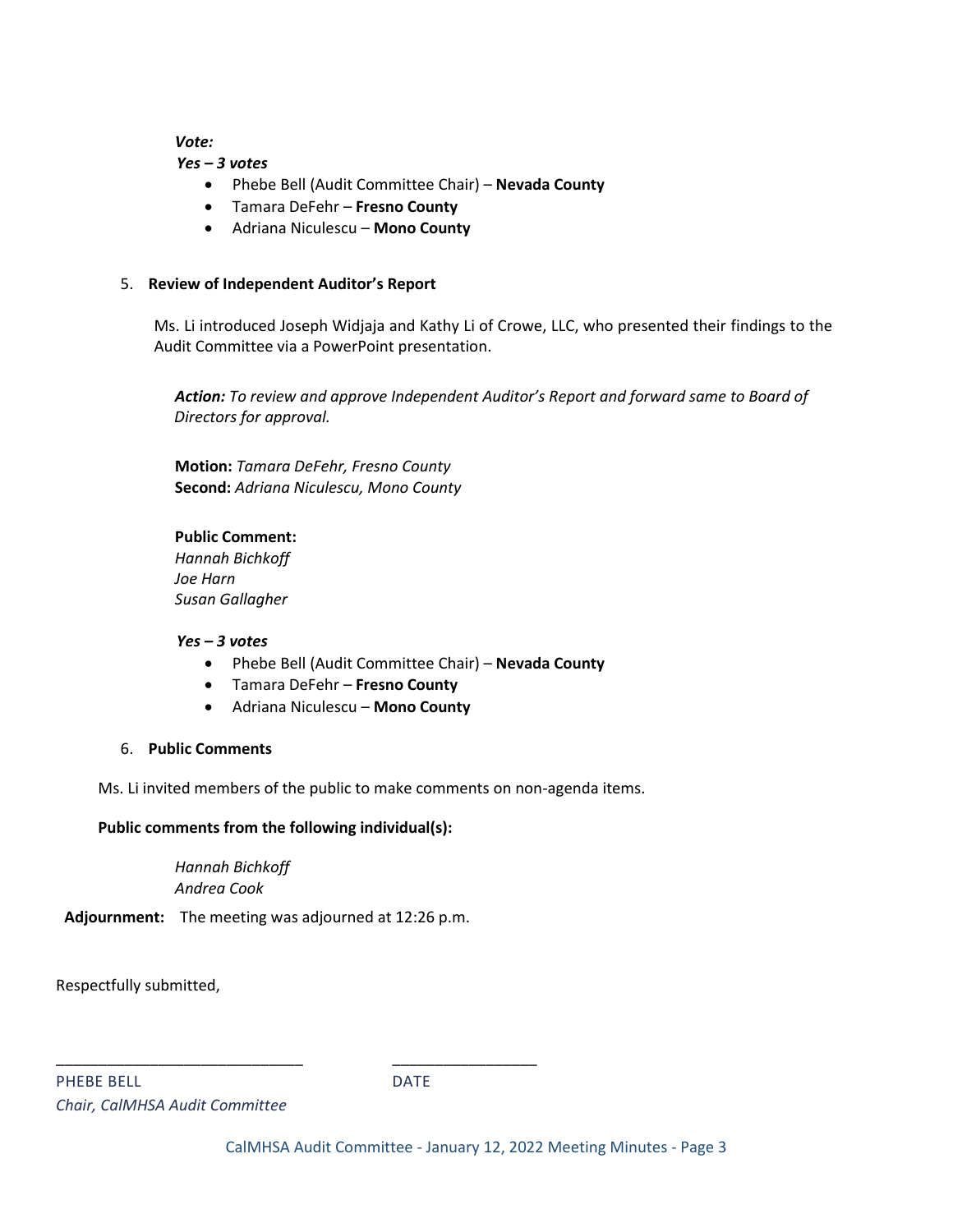***Vote:***

***Yes – 3 votes***

- Phebe Bell (Audit Committee Chair) – **Nevada County**
- Tamara DeFehr – **Fresno County**
- Adriana Niculescu – **Mono County**

5. **Review of Independent Auditor's Report**

Ms. Li introduced Joseph Widjaja and Kathy Li of Crowe, LLC, who presented their findings to the Audit Committee via a PowerPoint presentation.

***Action:*** *To review and approve Independent Auditor's Report and forward same to Board of Directors for approval.*

**Motion:** *Tamara DeFehr, Fresno County*
**Second:** *Adriana Niculescu, Mono County*

**Public Comment:**
*Hannah Bichkoff*
*Joe Harn*
*Susan Gallagher*

***Yes – 3 votes***

- Phebe Bell (Audit Committee Chair) – **Nevada County**
- Tamara DeFehr – **Fresno County**
- Adriana Niculescu – **Mono County**

6. **Public Comments**

Ms. Li invited members of the public to make comments on non-agenda items.

**Public comments from the following individual(s):**

*Hannah Bichkoff*
*Andrea Cook*

**Adjournment:** The meeting was adjourned at 12:26 p.m.

Respectfully submitted,

_____________________________ _________________

PHEBE BELL DATE
*Chair, CalMHSA Audit Committee*